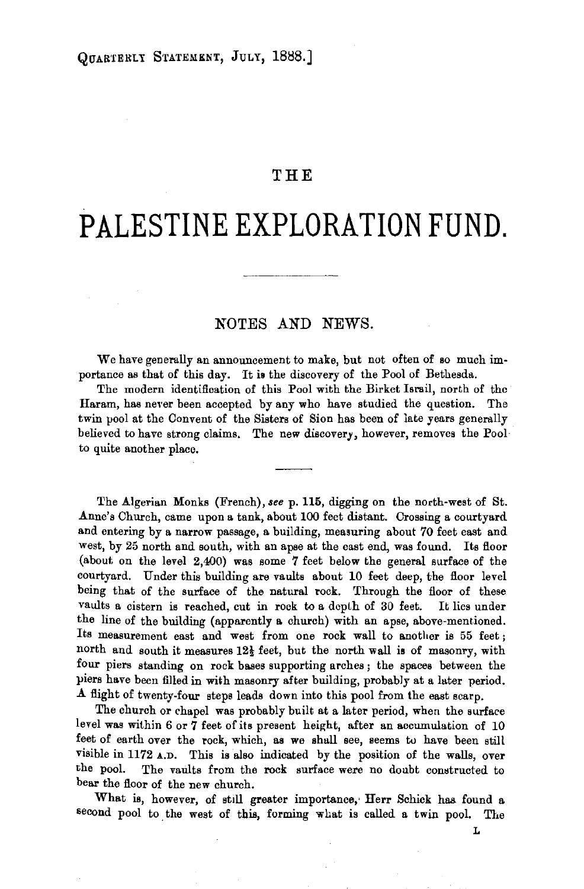# THE

# PALESTINE EXPLORATION FUND.

## NOTES AND NEWS.

We have generally an announcement to make, but not often of so much importance as that of this day. It is the discovery of the Pool of Bethesda.

The modern identification of this Pool with the Birket Israil, north of the Haram, has never been accepted by any who have studied the question. The twin pool at the Convent of the Sisters of Sion has been of late years generally believed to have strong claims. The new discovery, however, removes the Pool to quite another place.

---

The Algerian Monks (French), *see* p. 115, digging on the north-west of St. Anne's Church, came upon a tank, about 100 feet distant. Crossing a courtyard and entering by a narrow passage, a building, measuring about 70 feet east and west, by 25 north and south, with an apse at the east end, was found. Its floor (about on the level 2,400) was some 7 feet below the general surface of the courtyard. Under this building are vaults about 10 feet deep, the floor level being that of the surface of the natural rock. Through the floor of these vaults a cistern is reached, cut in rock to a depth of 30 feet. It lies under the line of the building (apparently a church) with an apse, above-mentioned. Its measurement east and west from one rock wall to another is 55 feet; north and south it measures 12½ feet, but the north wall is of masonry, with four piers standing on rock bases supporting arches; the spaces between the piers have been filled in with masonry after building, probably at a later period. A flight of twenty-four steps leads down into this pool from the east scarp.

The church or chapel was probably built at a later period, when the surface level was within 6 or 7 feet of its present height, after an accumulation of 10 feet of earth over the rock, which, as we shall see, seems to have been still visible in 1172 A.D. This is also indicated by the position of the walls, over the pool. The vaults from the rock surface were no doubt constructed to bear the floor of the new church.

What is, however, of still greater importance, Herr Schick has found a second pool to the west of this, forming what is called a twin pool. The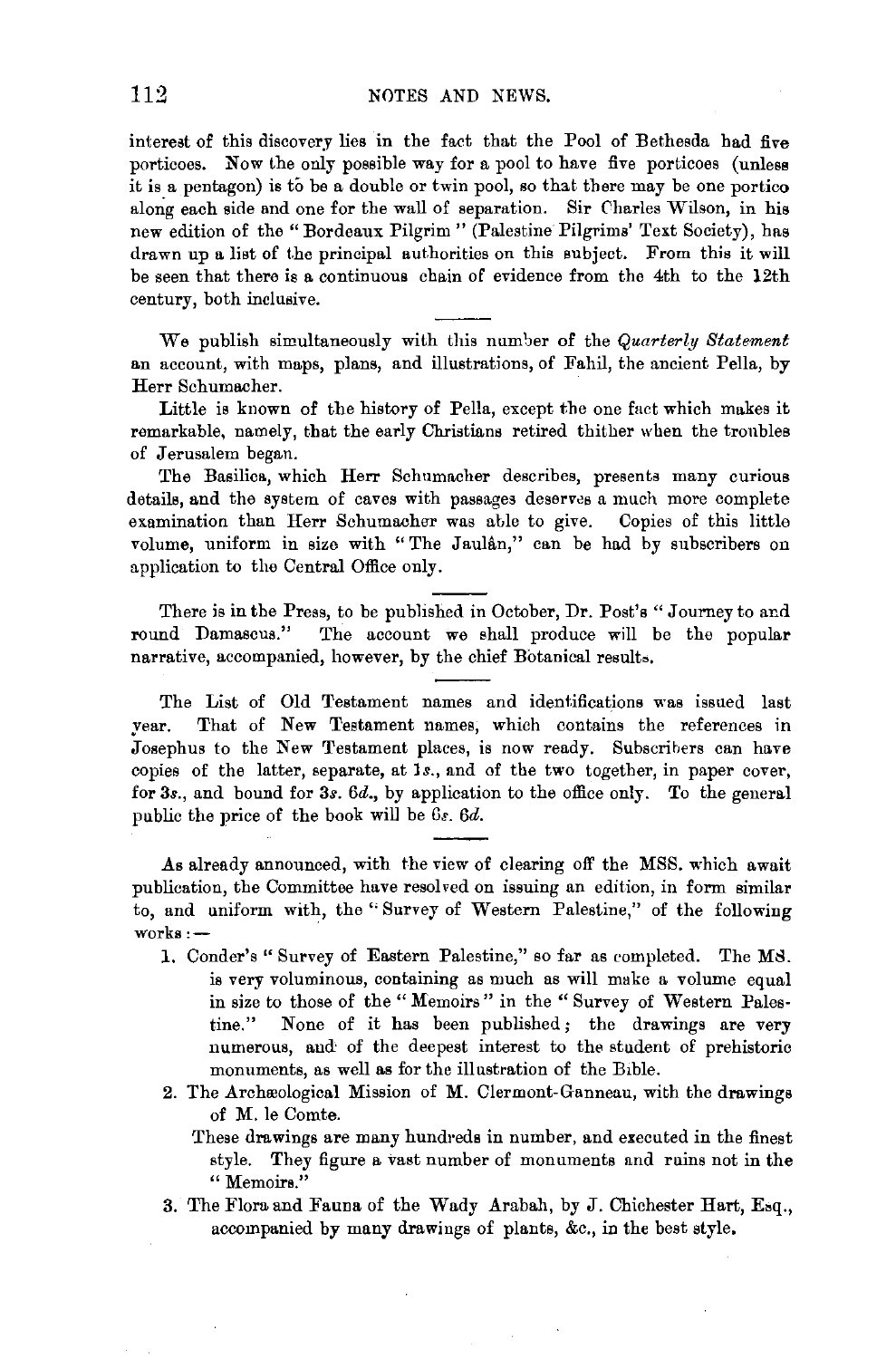interest of this discovery lies in the fact that the Pool of Bethesda had five porticoes. Now the only possible way for a pool to have five porticoes (unless it is a pentagon) is to be a double or twin pool, so that there may be one portico along each side and one for the wall of separation. Sir Charles Wilson, in his new edition of the "Bordeaux Pilgrim" (Palestine Pilgrims' Text Society), has drawn up a list of the principal authorities on this subject. From this it will be seen that there is a continuous chain of evidence from the 4th to the 12th century, both inclusive.

---

We publish simultaneously with this number of the *Quarterly Statement* an account, with maps, plans, and illustrations, of Fahil, the ancient Pella, by Herr Schumacher.

Little is known of the history of Pella, except the one fact which makes it remarkable, namely, that the early Christians retired thither when the troubles of Jerusalem began.

The Basilica, which Herr Schumacher describes, presents many curious details, and the system of caves with passages deserves a much more complete examination than Herr Schumacher was able to give. Copies of this little volume, uniform in size with "The Jaulân," can be had by subscribers on application to the Central Office only.

---

There is in the Press, to be published in October, Dr. Post's "Journey to and round Damascus." The account we shall produce will be the popular narrative, accompanied, however, by the chief Botanical results.

---

The List of Old Testament names and identifications was issued last year. That of New Testament names, which contains the references in Josephus to the New Testament places, is now ready. Subscribers can have copies of the latter, separate, at 1*s*., and of the two together, in paper cover, for 3*s*., and bound for 3*s*. 6*d*., by application to the office only. To the general public the price of the book will be 6*s*. 6*d*.

---

As already announced, with the view of clearing off the MSS. which await publication, the Committee have resolved on issuing an edition, in form similar to, and uniform with, the "Survey of Western Palestine," of the following works:—

1. Conder's "Survey of Eastern Palestine," so far as completed. The MS. is very voluminous, containing as much as will make a volume equal in size to those of the "Memoirs" in the "Survey of Western Palestine." None of it has been published; the drawings are very numerous, and of the deepest interest to the student of prehistoric monuments, as well as for the illustration of the Bible.
2. The Archæological Mission of M. Clermont-Ganneau, with the drawings of M. le Comte.

   These drawings are many hundreds in number, and executed in the finest style. They figure a vast number of monuments and ruins not in the "Memoirs."
3. The Flora and Fauna of the Wady Arabah, by J. Chichester Hart, Esq., accompanied by many drawings of plants, &c., in the best style.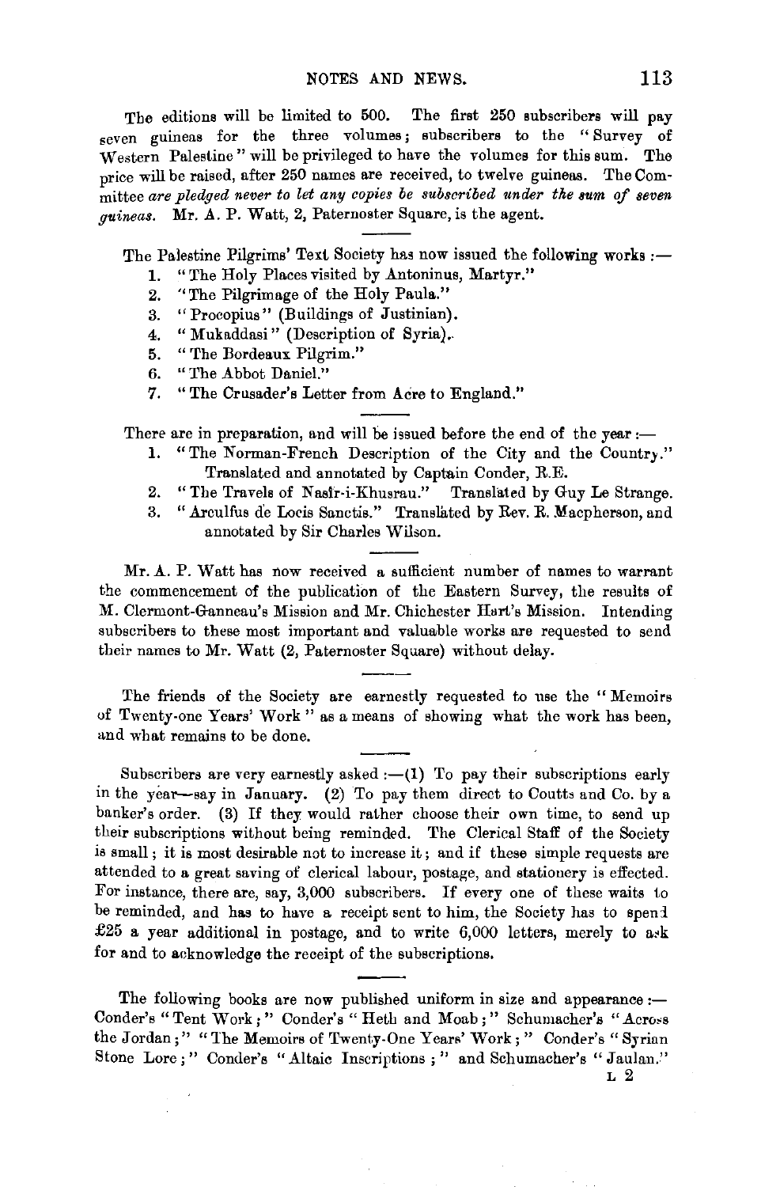The editions will be limited to 500. The first 250 subscribers will pay seven guineas for the three volumes; subscribers to the "Survey of Western Palestine" will be privileged to have the volumes for this sum. The price will be raised, after 250 names are received, to twelve guineas. The Committee *are pledged never to let any copies be subscribed under the sum of seven guineas.* Mr. A. P. Watt, 2, Paternoster Square, is the agent.

The Palestine Pilgrims' Text Society has now issued the following works :—

1. "The Holy Places visited by Antoninus, Martyr."
2. "The Pilgrimage of the Holy Paula."
3. "Procopius" (Buildings of Justinian).
4. "Mukaddasi" (Description of Syria).
5. "The Bordeaux Pilgrim."
6. "The Abbot Daniel."
7. "The Crusader's Letter from Acre to England."

There are in preparation, and will be issued before the end of the year :—

1. "The Norman-French Description of the City and the Country." Translated and annotated by Captain Conder, R.E.
2. "The Travels of Nasîr-i-Khusrau." Translated by Guy Le Strange.
3. "Arculfus de Locis Sanctis." Translated by Rev. R. Macpherson, and annotated by Sir Charles Wilson.

Mr. A. P. Watt has now received a sufficient number of names to warrant the commencement of the publication of the Eastern Survey, the results of M. Clermont-Ganneau's Mission and Mr. Chichester Hart's Mission. Intending subscribers to these most important and valuable works are requested to send their names to Mr. Watt (2, Paternoster Square) without delay.

The friends of the Society are earnestly requested to use the "Memoirs of Twenty-one Years' Work" as a means of showing what the work has been, and what remains to be done.

Subscribers are very earnestly asked :—(1) To pay their subscriptions early in the year—say in January. (2) To pay them direct to Coutts and Co. by a banker's order. (3) If they would rather choose their own time, to send up their subscriptions without being reminded. The Clerical Staff of the Society is small; it is most desirable not to increase it; and if these simple requests are attended to a great saving of clerical labour, postage, and stationery is effected. For instance, there are, say, 3,000 subscribers. If every one of these waits to be reminded, and has to have a receipt sent to him, the Society has to spend £25 a year additional in postage, and to write 6,000 letters, merely to ask for and to acknowledge the receipt of the subscriptions.

The following books are now published uniform in size and appearance :— Conder's "Tent Work;" Conder's "Heth and Moab;" Schumacher's "Across the Jordan;" "The Memoirs of Twenty-One Years' Work;" Conder's "Syrian Stone Lore;" Conder's "Altaic Inscriptions;" and Schumacher's "Jaulan."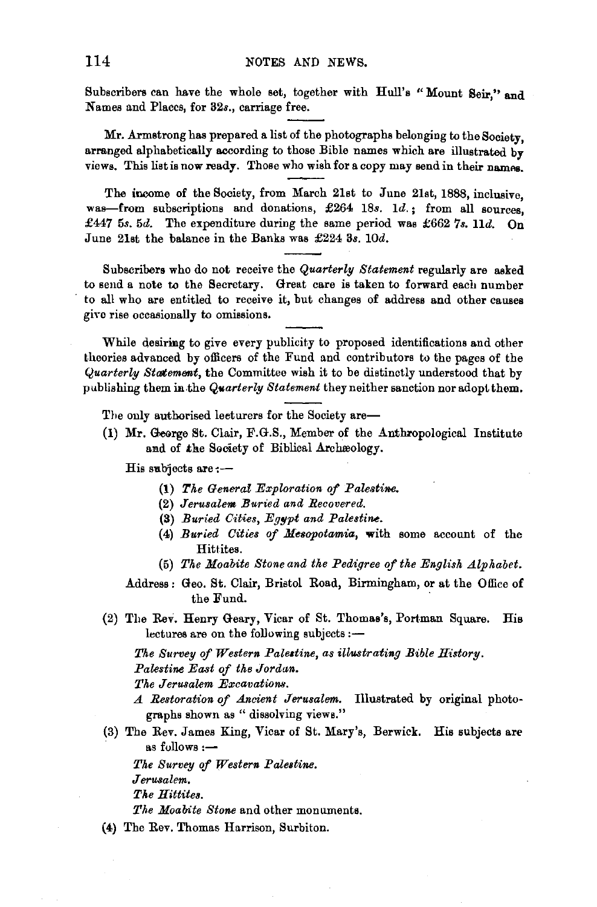Subscribers can have the whole set, together with Hull's "Mount Seir," and Names and Places, for 32*s.*, carriage free.

Mr. Armstrong has prepared a list of the photographs belonging to the Society, arranged alphabetically according to those Bible names which are illustrated by views. This list is now ready. Those who wish for a copy may send in their names.

The income of the Society, from March 21st to June 21st, 1888, inclusive, was—from subscriptions and donations, £264 18*s.* 1*d.*; from all sources, £447 5*s.* 5*d.* The expenditure during the same period was £662 7*s.* 11*d.* On June 21st the balance in the Banks was £224 3*s.* 10*d.*

Subscribers who do not receive the *Quarterly Statement* regularly are asked to send a note to the Secretary. Great care is taken to forward each number to all who are entitled to receive it, but changes of address and other causes give rise occasionally to omissions.

While desiring to give every publicity to proposed identifications and other theories advanced by officers of the Fund and contributors to the pages of the *Quarterly Statement*, the Committee wish it to be distinctly understood that by publishing them in the *Quarterly Statement* they neither sanction nor adopt them.

The only authorised lecturers for the Society are—

(1) Mr. George St. Clair, F.G.S., Member of the Anthropological Institute and of the Society of Biblical Archæology.

His subjects are:—

(1) *The General Exploration of Palestine.*
(2) *Jerusalem Buried and Recovered.*
(3) *Buried Cities, Egypt and Palestine.*
(4) *Buried Cities of Mesopotamia*, with some account of the Hittites.
(5) *The Moabite Stone and the Pedigree of the English Alphabet.*

Address: Geo. St. Clair, Bristol Road, Birmingham, or at the Office of the Fund.

(2) The Rev. Henry Geary, Vicar of St. Thomas's, Portman Square. His lectures are on the following subjects:—

*The Survey of Western Palestine, as illustrating Bible History.*
*Palestine East of the Jordan.*
*The Jerusalem Excavations.*
*A Restoration of Ancient Jerusalem.* Illustrated by original photographs shown as "dissolving views."

(3) The Rev. James King, Vicar of St. Mary's, Berwick. His subjects are as follows:—

*The Survey of Western Palestine.*
*Jerusalem.*
*The Hittites.*
*The Moabite Stone* and other monuments.

(4) The Rev. Thomas Harrison, Surbiton.